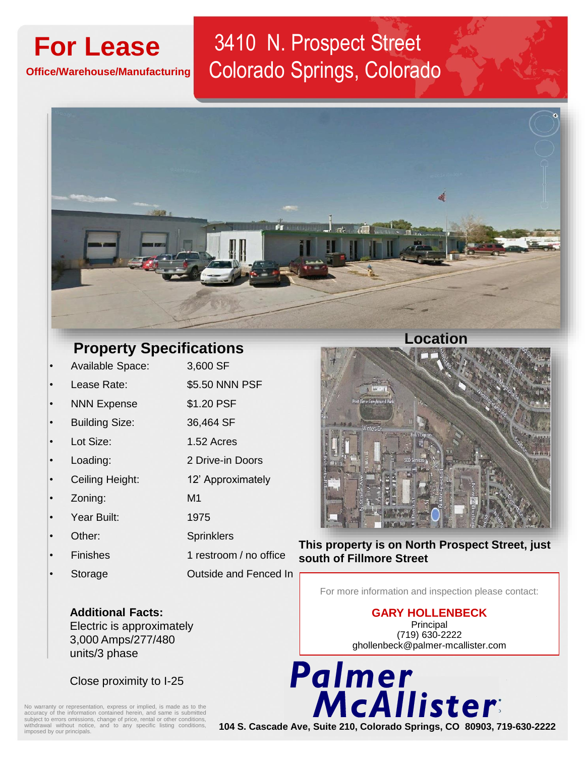# For Lease

**Office/Warehouse/Manufacturing**

# 3410 N. Prospect Street
# Colorado Springs, Colorado

## Property Specifications

| | |
|---|---|
| Available Space: | 3,600 SF |
| Lease Rate: | $5.50 NNN PSF |
| NNN Expense | $1.20 PSF |
| Building Size: | 36,464 SF |
| Lot Size: | 1.52 Acres |
| Loading: | 2 Drive-in Doors |
| Ceiling Height: | 12' Approximately |
| Zoning: | M1 |
| Year Built: | 1975 |
| Other: | Sprinklers |
| Finishes | 1 restroom / no office |
| Storage | Outside and Fenced In |

**Additional Facts:**
Electric is approximately 3,000 Amps/277/480 units/3 phase

Close proximity to I-25

## Location

**This property is on North Prospect Street, just south of Fillmore Street**

For more information and inspection please contact:

**GARY HOLLENBECK**
Principal
(719) 630-2222
ghollenbeck@palmer-mcallister.com

**Palmer McAllister**

**104 S. Cascade Ave, Suite 210, Colorado Springs, CO 80903, 719-630-2222**

No warranty or representation, express or implied, is made as to the accuracy of the information contained herein, and same is submitted subject to errors omissions, change of price, rental or other conditions, withdrawal without notice, and to any specific listing conditions, imposed by our principals.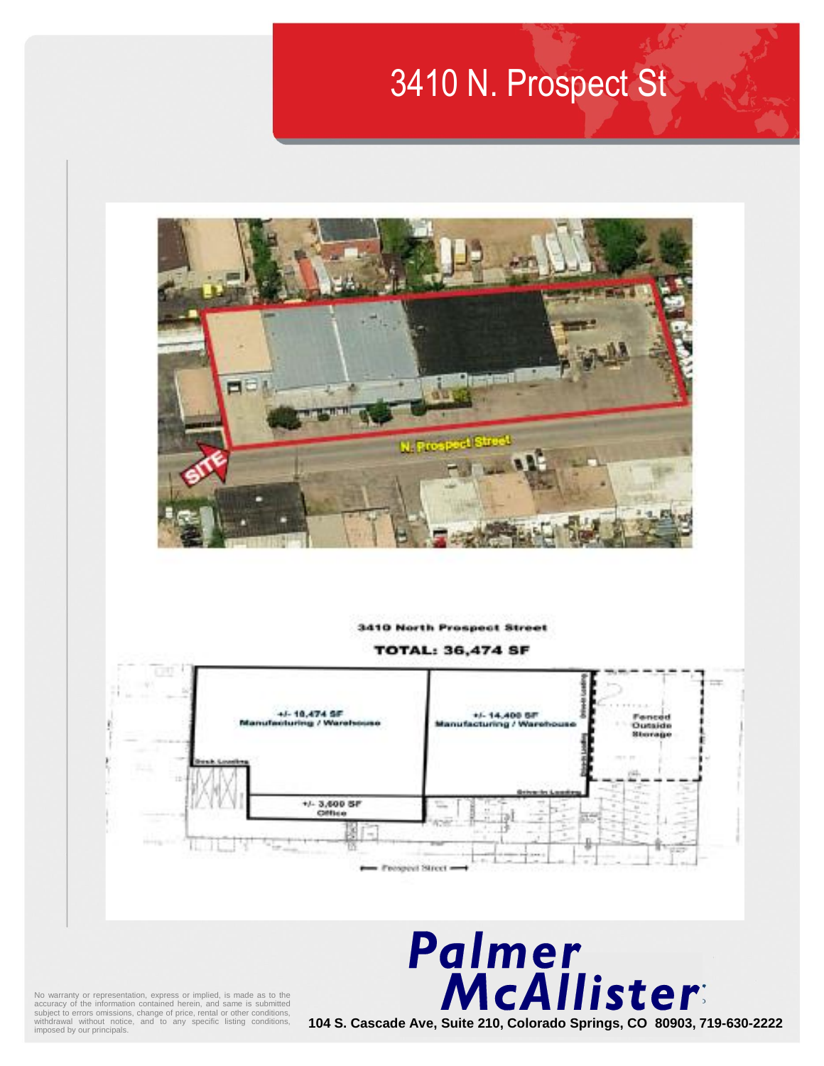# 3410 N. Prospect St

N. Prospect Street

SITE

3410 North Prospect Street

TOTAL: 36,474 SF

+/- 18,474 SF
Manufacturing / Warehouse

+/- 14,400 SF
Manufacturing / Warehouse

+/- 3,600 SF
Office

Fenced Outside Storage

Dock Loading

Drive-In Loading

Prospect Street

**Palmer McAllister**

**104 S. Cascade Ave, Suite 210, Colorado Springs, CO 80903, 719-630-2222**

No warranty or representation, express or implied, is made as to the accuracy of the information contained herein, and same is submitted subject to errors omissions, change of price, rental or other conditions, withdrawal without notice, and to any specific listing conditions, imposed by our principals.